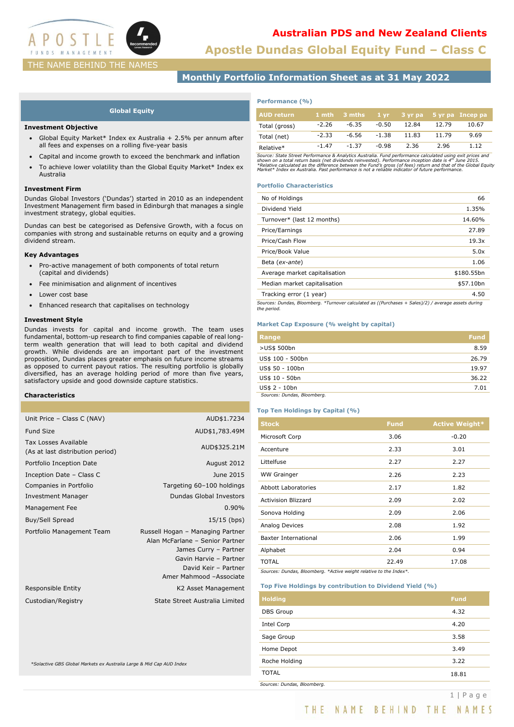# Australian PDS and New Zealand Clients

# Apostle Dundas Global Equity Fund – Class C

THE NAME BEHIND THE NAMES

## Monthly Portfolio Information Sheet as at 31 May 2022

### Global Equity

**Investment Objective**

- Global Equity Market* Index ex Australia + 2.5% per annum after all fees and expenses on a rolling five-year basis
- Capital and income growth to exceed the benchmark and inflation
- To achieve lower volatility than the Global Equity Market* Index ex Australia

**Investment Firm**

Dundas Global Investors ('Dundas') started in 2010 as an independent Investment Management firm based in Edinburgh that manages a single investment strategy, global equities.

Dundas can best be categorised as Defensive Growth, with a focus on companies with strong and sustainable returns on equity and a growing dividend stream.

**Key Advantages**

- Pro-active management of both components of total return (capital and dividends)
- Fee minimisation and alignment of incentives
- Lower cost base
- Enhanced research that capitalises on technology

**Investment Style**

Dundas invests for capital and income growth. The team uses fundamental, bottom-up research to find companies capable of real long-term wealth generation that will lead to both capital and dividend growth. While dividends are an important part of the investment proposition, Dundas places greater emphasis on future income streams as opposed to current payout ratios. The resulting portfolio is globally diversified, has an average holding period of more than five years, satisfactory upside and good downside capture statistics.

**Characteristics**

| | |
|---|---|
| Unit Price – Class C (NAV) | AUD$1.7234 |
| Fund Size | AUD$1,783.49M |
| Tax Losses Available (As at last distribution period) | AUD$325.21M |
| Portfolio Inception Date | August 2012 |
| Inception Date – Class C | June 2015 |
| Companies in Portfolio | Targeting 60–100 holdings |
| Investment Manager | Dundas Global Investors |
| Management Fee | 0.90% |
| Buy/Sell Spread | 15/15 (bps) |
| Portfolio Management Team | Russell Hogan – Managing Partner<br>Alan McFarlane – Senior Partner<br>James Curry – Partner<br>Gavin Harvie – Partner<br>David Keir – Partner<br>Amer Mahmood –Associate |
| Responsible Entity | K2 Asset Management |
| Custodian/Registry | State Street Australia Limited |

*Solactive GBS Global Markets ex Australia Large & Mid Cap AUD Index

**Performance (%)**

| AUD return | 1 mth | 3 mths | 1 yr | 3 yr pa | 5 yr pa | Incep pa |
|---|---|---|---|---|---|---|
| Total (gross) | -2.26 | -6.35 | -0.50 | 12.84 | 12.79 | 10.67 |
| Total (net) | -2.33 | -6.56 | -1.38 | 11.83 | 11.79 | 9.69 |
| Relative* | -1.47 | -1.37 | -0.98 | 2.36 | 2.96 | 1.12 |

*Source: State Street Performance & Analytics Australia. Fund performance calculated using exit prices and shown on a total return basis (net dividends reinvested). Performance inception date is 4th June 2015. *Relative calculated as the difference between the Fund's gross (of fees) return and that of the Global Equity Market* Index ex Australia. Past performance is not a reliable indicator of future performance.*

**Portfolio Characteristics**

| | |
|---|---|
| No of Holdings | 66 |
| Dividend Yield | 1.35% |
| Turnover* (last 12 months) | 14.60% |
| Price/Earnings | 27.89 |
| Price/Cash Flow | 19.3x |
| Price/Book Value | 5.0x |
| Beta (*ex-ante*) | 1.06 |
| Average market capitalisation | $180.55bn |
| Median market capitalisation | $57.10bn |
| Tracking error (1 year) | 4.50 |

*Sources: Dundas, Bloomberg. *Turnover calculated as ((Purchases + Sales)/2) / average assets during the period.*

**Market Cap Exposure (% weight by capital)**

| Range | Fund |
|---|---|
| >US$ 500bn | 8.59 |
| US$ 100 - 500bn | 26.79 |
| US$ 50 - 100bn | 19.97 |
| US$ 10 - 50bn | 36.22 |
| US$ 2 - 10bn | 7.01 |

*Sources: Dundas, Bloomberg.*

**Top Ten Holdings by Capital (%)**

| Stock | Fund | Active Weight* |
|---|---|---|
| Microsoft Corp | 3.06 | -0.20 |
| Accenture | 2.33 | 3.01 |
| Littelfuse | 2.27 | 2.27 |
| WW Grainger | 2.26 | 2.23 |
| Abbott Laboratories | 2.17 | 1.82 |
| Activision Blizzard | 2.09 | 2.02 |
| Sonova Holding | 2.09 | 2.06 |
| Analog Devices | 2.08 | 1.92 |
| Baxter International | 2.06 | 1.99 |
| Alphabet | 2.04 | 0.94 |
| TOTAL | 22.49 | 17.08 |

*Sources: Dundas, Bloomberg. *Active weight relative to the Index*.*

**Top Five Holdings by contribution to Dividend Yield (%)**

| Holding | Fund |
|---|---|
| DBS Group | 4.32 |
| Intel Corp | 4.20 |
| Sage Group | 3.58 |
| Home Depot | 3.49 |
| Roche Holding | 3.22 |
| TOTAL | 18.81 |

*Sources: Dundas, Bloomberg.*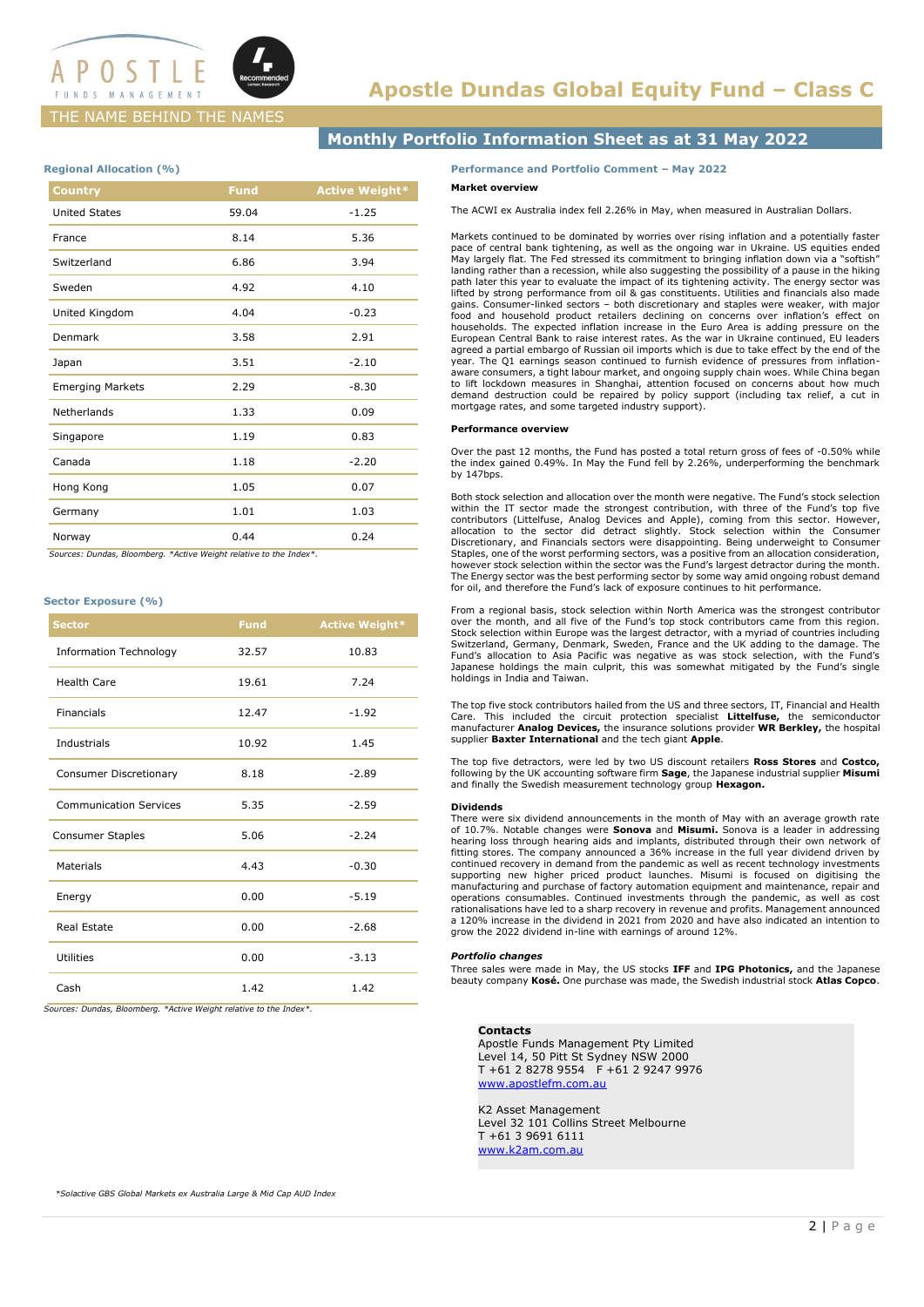# Apostle Dundas Global Equity Fund – Class C

THE NAME BEHIND THE NAMES

## Monthly Portfolio Information Sheet as at 31 May 2022

### Regional Allocation (%)

| Country | Fund | Active Weight* |
|---|---|---|
| United States | 59.04 | -1.25 |
| France | 8.14 | 5.36 |
| Switzerland | 6.86 | 3.94 |
| Sweden | 4.92 | 4.10 |
| United Kingdom | 4.04 | -0.23 |
| Denmark | 3.58 | 2.91 |
| Japan | 3.51 | -2.10 |
| Emerging Markets | 2.29 | -8.30 |
| Netherlands | 1.33 | 0.09 |
| Singapore | 1.19 | 0.83 |
| Canada | 1.18 | -2.20 |
| Hong Kong | 1.05 | 0.07 |
| Germany | 1.01 | 1.03 |
| Norway | 0.44 | 0.24 |

*Sources: Dundas, Bloomberg. *Active Weight relative to the Index*.*

### Sector Exposure (%)

| Sector | Fund | Active Weight* |
|---|---|---|
| Information Technology | 32.57 | 10.83 |
| Health Care | 19.61 | 7.24 |
| Financials | 12.47 | -1.92 |
| Industrials | 10.92 | 1.45 |
| Consumer Discretionary | 8.18 | -2.89 |
| Communication Services | 5.35 | -2.59 |
| Consumer Staples | 5.06 | -2.24 |
| Materials | 4.43 | -0.30 |
| Energy | 0.00 | -5.19 |
| Real Estate | 0.00 | -2.68 |
| Utilities | 0.00 | -3.13 |
| Cash | 1.42 | 1.42 |

*Sources: Dundas, Bloomberg. *Active Weight relative to the Index*.*

### Performance and Portfolio Comment – May 2022

**Market overview**

The ACWI ex Australia index fell 2.26% in May, when measured in Australian Dollars.

Markets continued to be dominated by worries over rising inflation and a potentially faster pace of central bank tightening, as well as the ongoing war in Ukraine. US equities ended May largely flat. The Fed stressed its commitment to bringing inflation down via a "softish" landing rather than a recession, while also suggesting the possibility of a pause in the hiking path later this year to evaluate the impact of its tightening activity. The energy sector was lifted by strong performance from oil & gas constituents. Utilities and financials also made gains. Consumer-linked sectors – both discretionary and staples were weaker, with major food and household product retailers declining on concerns over inflation's effect on households. The expected inflation increase in the Euro Area is adding pressure on the European Central Bank to raise interest rates. As the war in Ukraine continued, EU leaders agreed a partial embargo of Russian oil imports which is due to take effect by the end of the year. The Q1 earnings season continued to furnish evidence of pressures from inflation-aware consumers, a tight labour market, and ongoing supply chain woes. While China began to lift lockdown measures in Shanghai, attention focused on concerns about how much demand destruction could be repaired by policy support (including tax relief, a cut in mortgage rates, and some targeted industry support).

**Performance overview**

Over the past 12 months, the Fund has posted a total return gross of fees of -0.50% while the index gained 0.49%. In May the Fund fell by 2.26%, underperforming the benchmark by 147bps.

Both stock selection and allocation over the month were negative. The Fund's stock selection within the IT sector made the strongest contribution, with three of the Fund's top five contributors (Littelfuse, Analog Devices and Apple), coming from this sector. However, allocation to the sector did detract slightly. Stock selection within the Consumer Discretionary, and Financials sectors were disappointing. Being underweight to Consumer Staples, one of the worst performing sectors, was a positive from an allocation consideration, however stock selection within the sector was the Fund's largest detractor during the month. The Energy sector was the best performing sector by some way amid ongoing robust demand for oil, and therefore the Fund's lack of exposure continues to hit performance.

From a regional basis, stock selection within North America was the strongest contributor over the month, and all five of the Fund's top stock contributors came from this region. Stock selection within Europe was the largest detractor, with a myriad of countries including Switzerland, Germany, Denmark, Sweden, France and the UK adding to the damage. The Fund's allocation to Asia Pacific was negative as was stock selection, with the Fund's Japanese holdings the main culprit, this was somewhat mitigated by the Fund's single holdings in India and Taiwan.

The top five stock contributors hailed from the US and three sectors, IT, Financial and Health Care. This included the circuit protection specialist **Littelfuse,** the semiconductor manufacturer **Analog Devices,** the insurance solutions provider **WR Berkley,** the hospital supplier **Baxter International** and the tech giant **Apple**.

The top five detractors, were led by two US discount retailers **Ross Stores** and **Costco,** following by the UK accounting software firm **Sage**, the Japanese industrial supplier **Misumi** and finally the Swedish measurement technology group **Hexagon.**

**Dividends**

There were six dividend announcements in the month of May with an average growth rate of 10.7%. Notable changes were **Sonova** and **Misumi.** Sonova is a leader in addressing hearing loss through hearing aids and implants, distributed through their own network of fitting stores. The company announced a 36% increase in the full year dividend driven by continued recovery in demand from the pandemic as well as recent technology investments supporting new higher priced product launches. Misumi is focused on digitising the manufacturing and purchase of factory automation equipment and maintenance, repair and operations consumables. Continued investments through the pandemic, as well as cost rationalisations have led to a sharp recovery in revenue and profits. Management announced a 120% increase in the dividend in 2021 from 2020 and have also indicated an intention to grow the 2022 dividend in-line with earnings of around 12%.

***Portfolio changes***

Three sales were made in May, the US stocks **IFF** and **IPG Photonics,** and the Japanese beauty company **Kosé.** One purchase was made, the Swedish industrial stock **Atlas Copco**.

**Contacts**

Apostle Funds Management Pty Limited
Level 14, 50 Pitt St Sydney NSW 2000
T +61 2 8278 9554 F +61 2 9247 9976
www.apostlefm.com.au

K2 Asset Management
Level 32 101 Collins Street Melbourne
T +61 3 9691 6111
www.k2am.com.au

**Solactive GBS Global Markets ex Australia Large & Mid Cap AUD Index*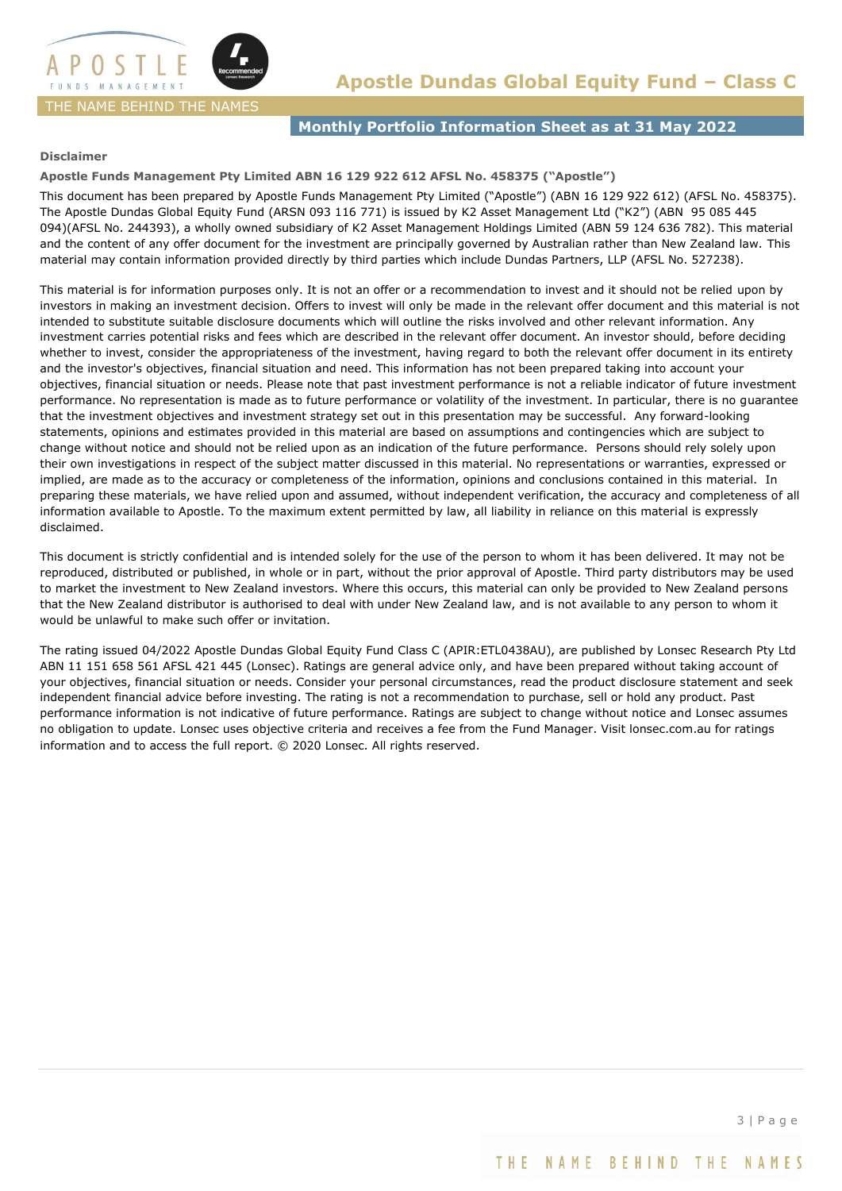# Apostle Dundas Global Equity Fund – Class C

## Monthly Portfolio Information Sheet as at 31 May 2022

### Disclaimer

**Apostle Funds Management Pty Limited ABN 16 129 922 612 AFSL No. 458375 ("Apostle")**

This document has been prepared by Apostle Funds Management Pty Limited ("Apostle") (ABN 16 129 922 612) (AFSL No. 458375). The Apostle Dundas Global Equity Fund (ARSN 093 116 771) is issued by K2 Asset Management Ltd ("K2") (ABN 95 085 445 094)(AFSL No. 244393), a wholly owned subsidiary of K2 Asset Management Holdings Limited (ABN 59 124 636 782). This material and the content of any offer document for the investment are principally governed by Australian rather than New Zealand law. This material may contain information provided directly by third parties which include Dundas Partners, LLP (AFSL No. 527238).

This material is for information purposes only. It is not an offer or a recommendation to invest and it should not be relied upon by investors in making an investment decision. Offers to invest will only be made in the relevant offer document and this material is not intended to substitute suitable disclosure documents which will outline the risks involved and other relevant information. Any investment carries potential risks and fees which are described in the relevant offer document. An investor should, before deciding whether to invest, consider the appropriateness of the investment, having regard to both the relevant offer document in its entirety and the investor's objectives, financial situation and need. This information has not been prepared taking into account your objectives, financial situation or needs. Please note that past investment performance is not a reliable indicator of future investment performance. No representation is made as to future performance or volatility of the investment. In particular, there is no guarantee that the investment objectives and investment strategy set out in this presentation may be successful. Any forward-looking statements, opinions and estimates provided in this material are based on assumptions and contingencies which are subject to change without notice and should not be relied upon as an indication of the future performance. Persons should rely solely upon their own investigations in respect of the subject matter discussed in this material. No representations or warranties, expressed or implied, are made as to the accuracy or completeness of the information, opinions and conclusions contained in this material. In preparing these materials, we have relied upon and assumed, without independent verification, the accuracy and completeness of all information available to Apostle. To the maximum extent permitted by law, all liability in reliance on this material is expressly disclaimed.

This document is strictly confidential and is intended solely for the use of the person to whom it has been delivered. It may not be reproduced, distributed or published, in whole or in part, without the prior approval of Apostle. Third party distributors may be used to market the investment to New Zealand investors. Where this occurs, this material can only be provided to New Zealand persons that the New Zealand distributor is authorised to deal with under New Zealand law, and is not available to any person to whom it would be unlawful to make such offer or invitation.

The rating issued 04/2022 Apostle Dundas Global Equity Fund Class C (APIR:ETL0438AU), are published by Lonsec Research Pty Ltd ABN 11 151 658 561 AFSL 421 445 (Lonsec). Ratings are general advice only, and have been prepared without taking account of your objectives, financial situation or needs. Consider your personal circumstances, read the product disclosure statement and seek independent financial advice before investing. The rating is not a recommendation to purchase, sell or hold any product. Past performance information is not indicative of future performance. Ratings are subject to change without notice and Lonsec assumes no obligation to update. Lonsec uses objective criteria and receives a fee from the Fund Manager. Visit lonsec.com.au for ratings information and to access the full report. © 2020 Lonsec. All rights reserved.